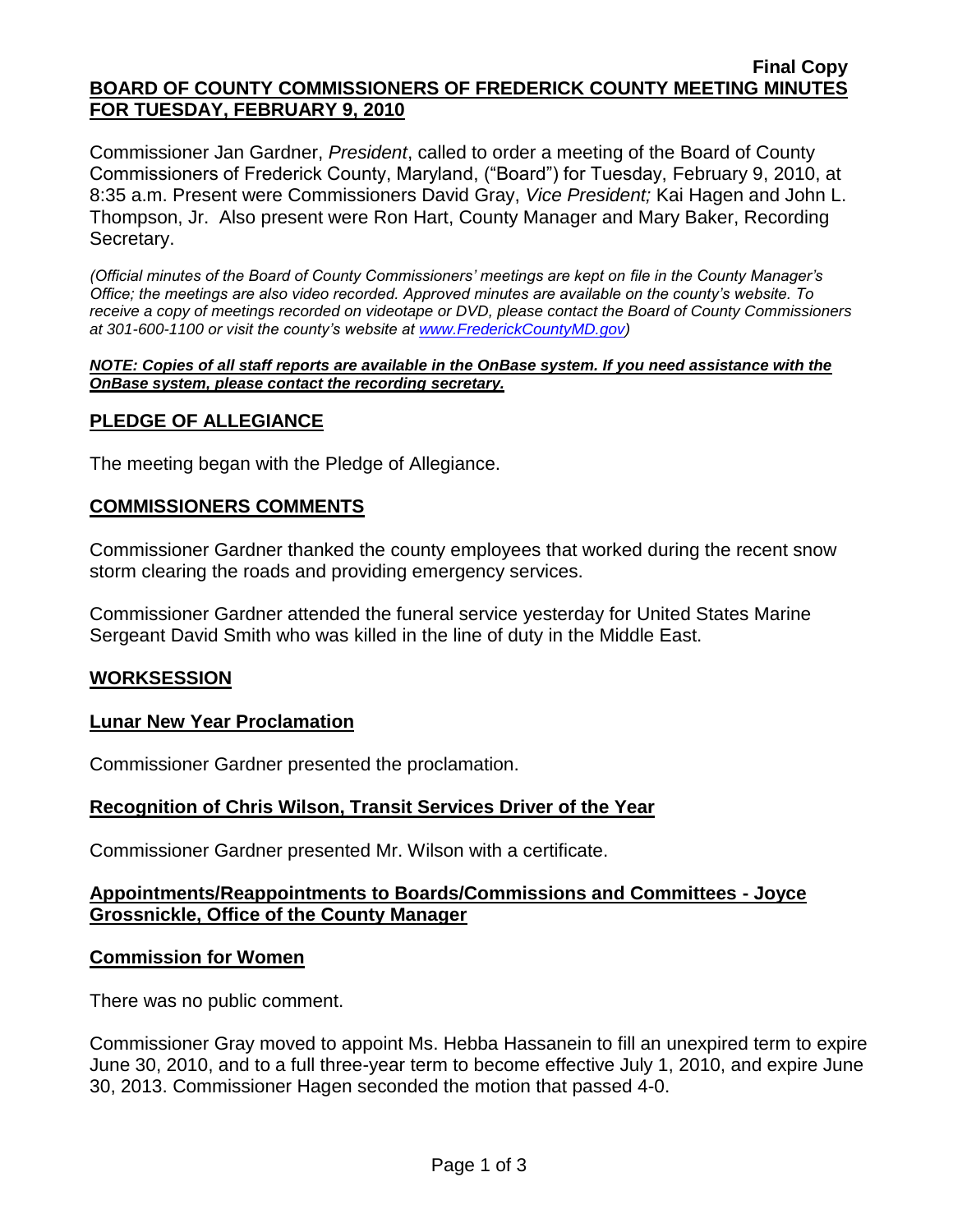**Final Copy**

# BOARD OF COUNTY COMMISSIONERS OF FREDERICK COUNTY MEETING MINUTES FOR TUESDAY, FEBRUARY 9, 2010

Commissioner Jan Gardner, *President*, called to order a meeting of the Board of County Commissioners of Frederick County, Maryland, ("Board") for Tuesday, February 9, 2010, at 8:35 a.m. Present were Commissioners David Gray, *Vice President;* Kai Hagen and John L. Thompson, Jr. Also present were Ron Hart, County Manager and Mary Baker, Recording Secretary.

*(Official minutes of the Board of County Commissioners' meetings are kept on file in the County Manager's Office; the meetings are also video recorded. Approved minutes are available on the county's website. To receive a copy of meetings recorded on videotape or DVD, please contact the Board of County Commissioners at 301-600-1100 or visit the county's website at [www.FrederickCountyMD.gov](www.FrederickCountyMD.gov))*

***NOTE: Copies of all staff reports are available in the OnBase system. If you need assistance with the OnBase system, please contact the recording secretary.***

## PLEDGE OF ALLEGIANCE

The meeting began with the Pledge of Allegiance.

## COMMISSIONERS COMMENTS

Commissioner Gardner thanked the county employees that worked during the recent snow storm clearing the roads and providing emergency services.

Commissioner Gardner attended the funeral service yesterday for United States Marine Sergeant David Smith who was killed in the line of duty in the Middle East.

## WORKSESSION

### Lunar New Year Proclamation

Commissioner Gardner presented the proclamation.

### Recognition of Chris Wilson, Transit Services Driver of the Year

Commissioner Gardner presented Mr. Wilson with a certificate.

### Appointments/Reappointments to Boards/Commissions and Committees - Joyce Grossnickle, Office of the County Manager

### Commission for Women

There was no public comment.

Commissioner Gray moved to appoint Ms. Hebba Hassanein to fill an unexpired term to expire June 30, 2010, and to a full three-year term to become effective July 1, 2010, and expire June 30, 2013. Commissioner Hagen seconded the motion that passed 4-0.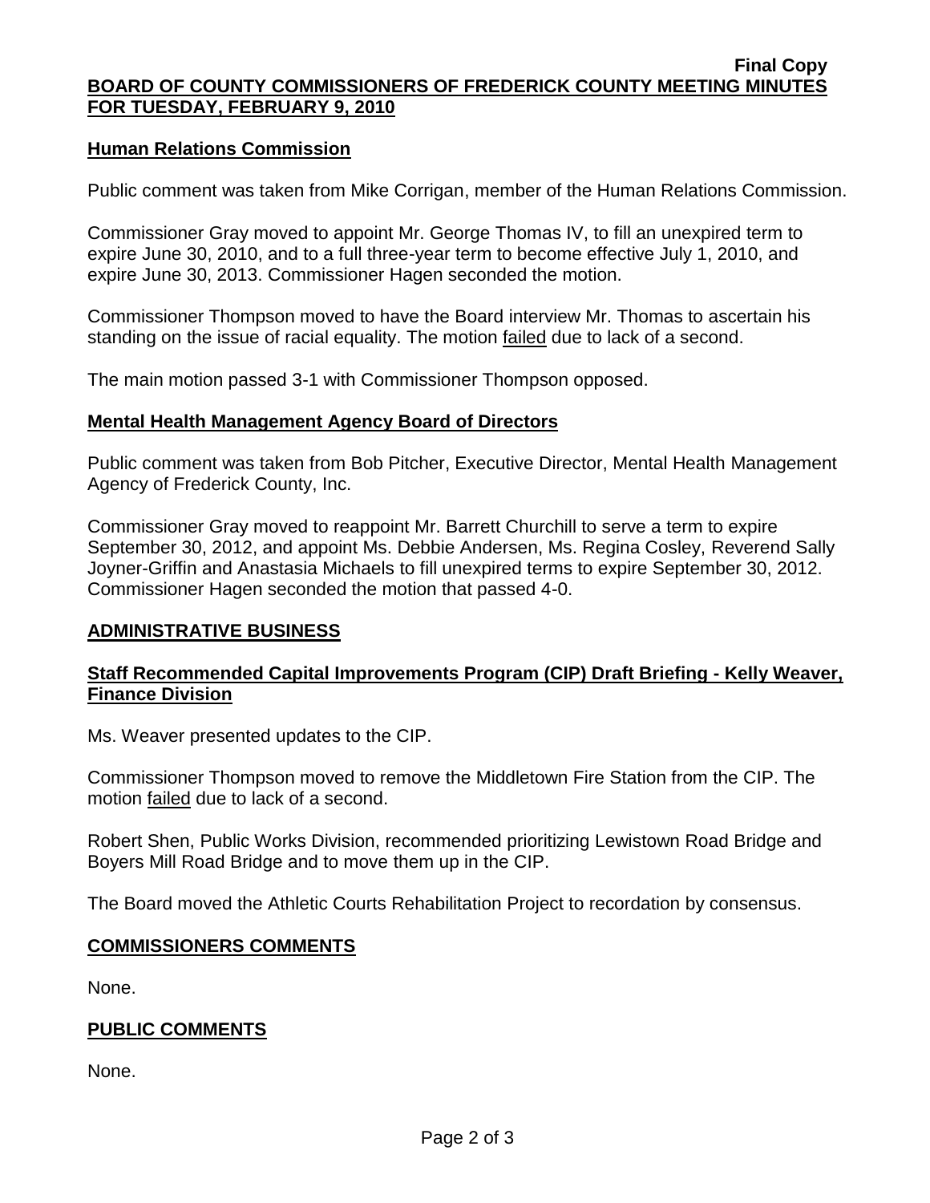## Human Relations Commission

Public comment was taken from Mike Corrigan, member of the Human Relations Commission.

Commissioner Gray moved to appoint Mr. George Thomas IV, to fill an unexpired term to expire June 30, 2010, and to a full three-year term to become effective July 1, 2010, and expire June 30, 2013. Commissioner Hagen seconded the motion.

Commissioner Thompson moved to have the Board interview Mr. Thomas to ascertain his standing on the issue of racial equality. The motion failed due to lack of a second.

The main motion passed 3-1 with Commissioner Thompson opposed.

## Mental Health Management Agency Board of Directors

Public comment was taken from Bob Pitcher, Executive Director, Mental Health Management Agency of Frederick County, Inc.

Commissioner Gray moved to reappoint Mr. Barrett Churchill to serve a term to expire September 30, 2012, and appoint Ms. Debbie Andersen, Ms. Regina Cosley, Reverend Sally Joyner-Griffin and Anastasia Michaels to fill unexpired terms to expire September 30, 2012. Commissioner Hagen seconded the motion that passed 4-0.

## ADMINISTRATIVE BUSINESS

## Staff Recommended Capital Improvements Program (CIP) Draft Briefing - Kelly Weaver, Finance Division

Ms. Weaver presented updates to the CIP.

Commissioner Thompson moved to remove the Middletown Fire Station from the CIP. The motion failed due to lack of a second.

Robert Shen, Public Works Division, recommended prioritizing Lewistown Road Bridge and Boyers Mill Road Bridge and to move them up in the CIP.

The Board moved the Athletic Courts Rehabilitation Project to recordation by consensus.

## COMMISSIONERS COMMENTS

None.

## PUBLIC COMMENTS

None.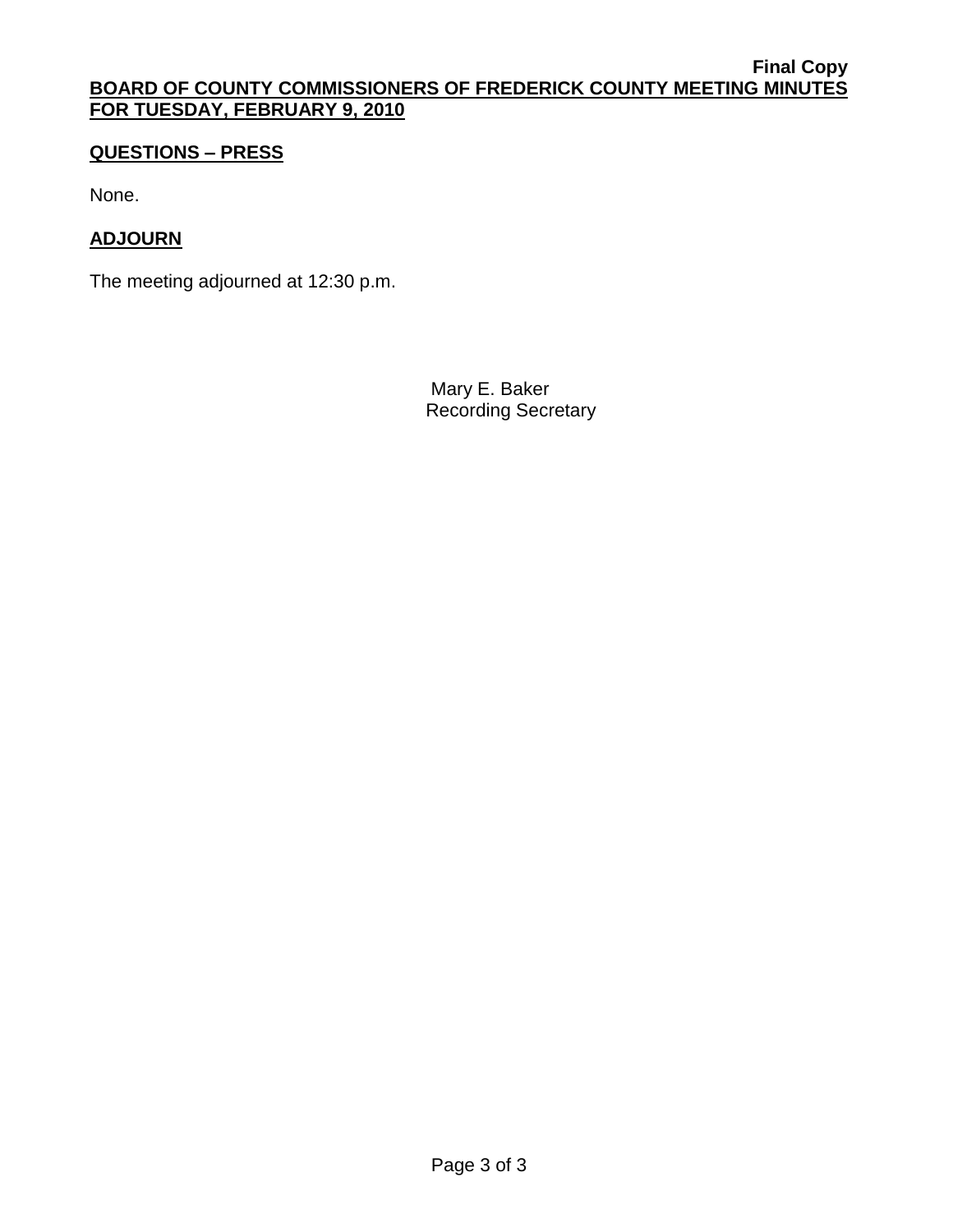## QUESTIONS – PRESS

None.

## ADJOURN

The meeting adjourned at 12:30 p.m.

Mary E. Baker
Recording Secretary